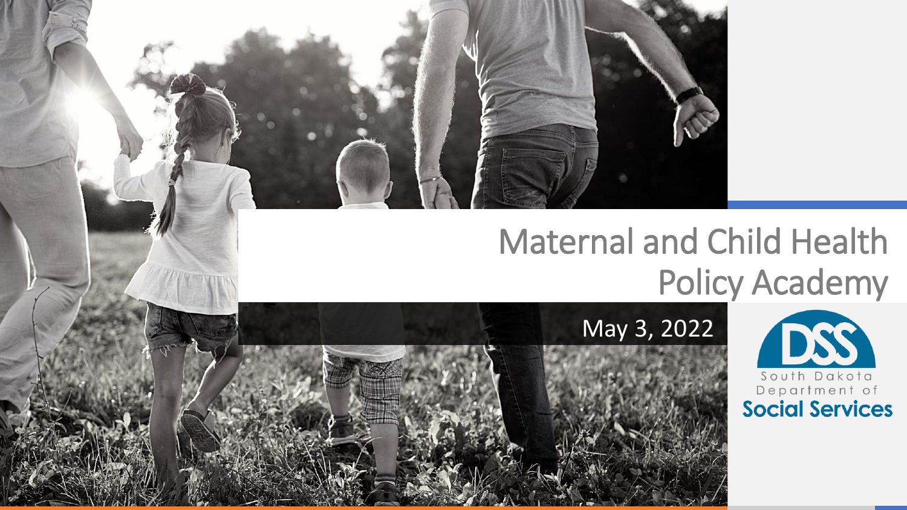# Maternal and Child Health Policy Academy

May 3, 2022

South Dakota Department of Social Services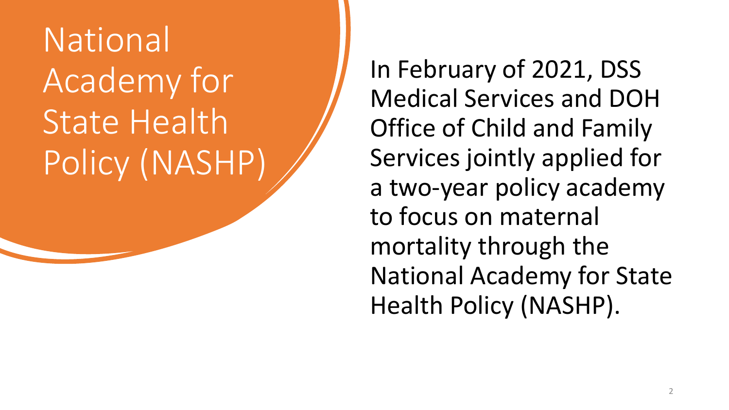# National Academy for State Health Policy (NASHP)

In February of 2021, DSS Medical Services and DOH Office of Child and Family Services jointly applied for a two-year policy academy to focus on maternal mortality through the National Academy for State Health Policy (NASHP).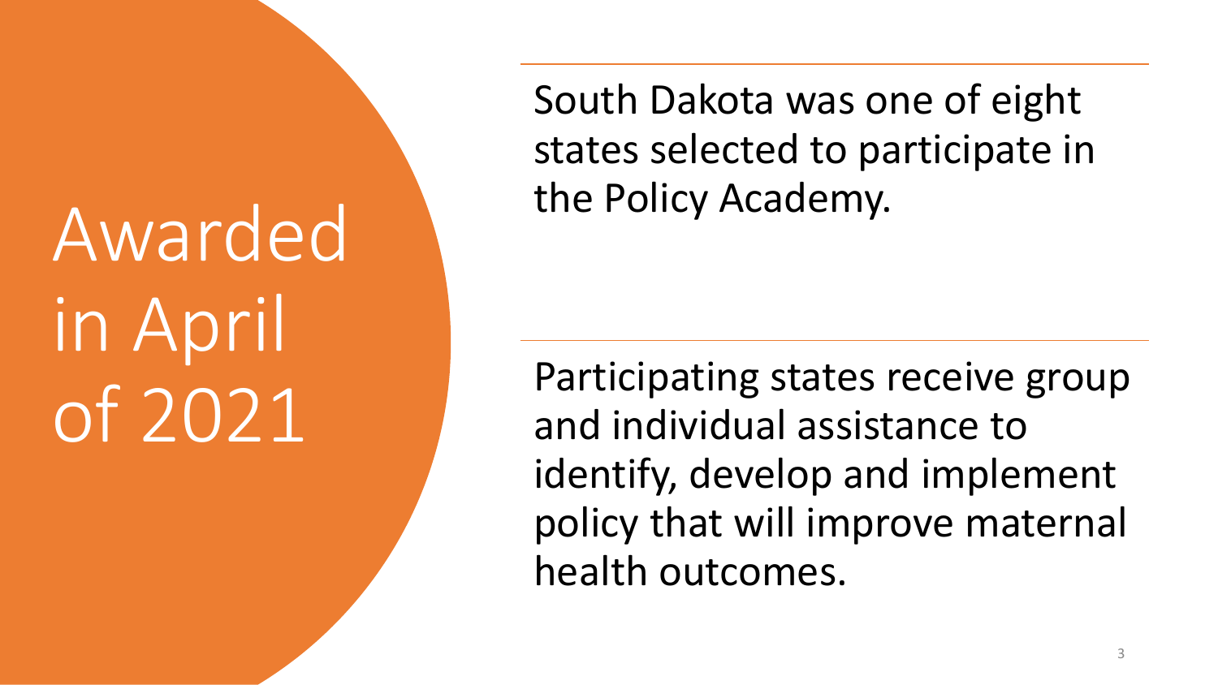# Awarded in April of 2021

South Dakota was one of eight states selected to participate in the Policy Academy.

Participating states receive group and individual assistance to identify, develop and implement policy that will improve maternal health outcomes.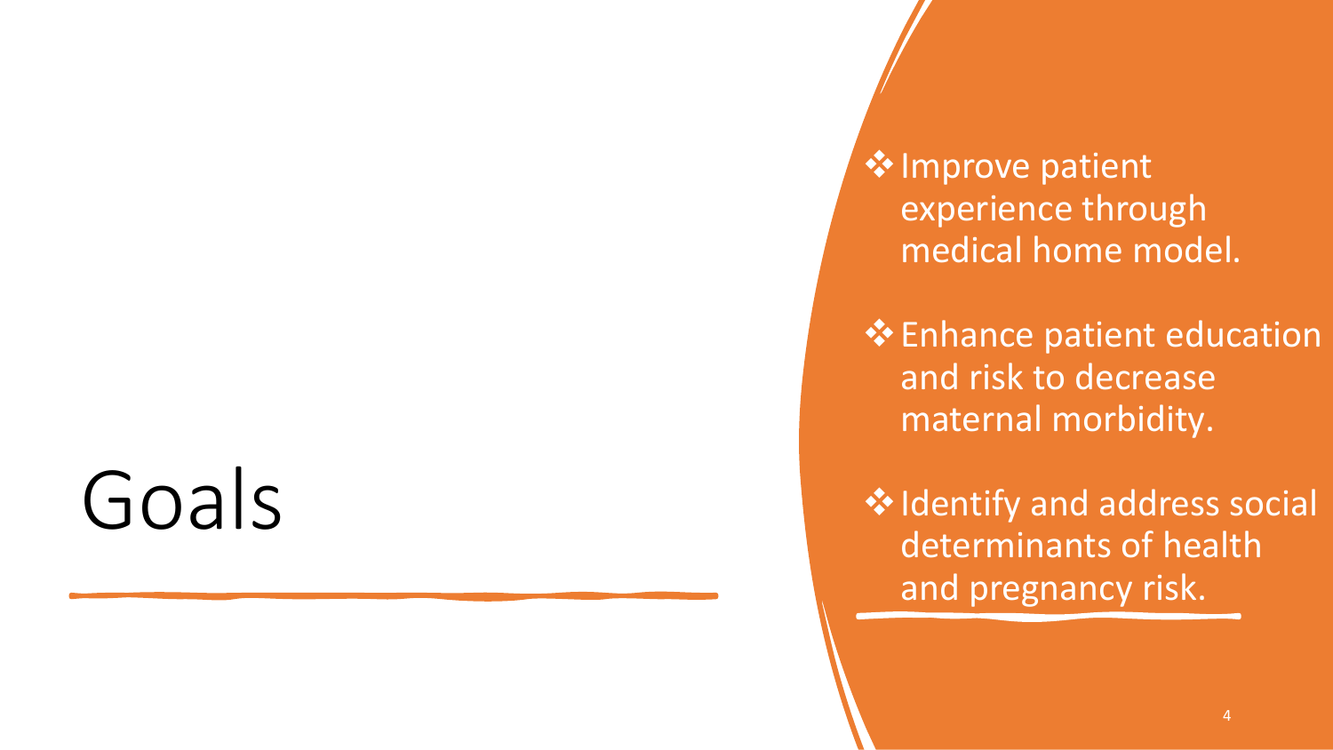# Goals

- ❖ Improve patient experience through medical home model.
- ❖ Enhance patient education and risk to decrease maternal morbidity.
- ❖ Identify and address social determinants of health and pregnancy risk.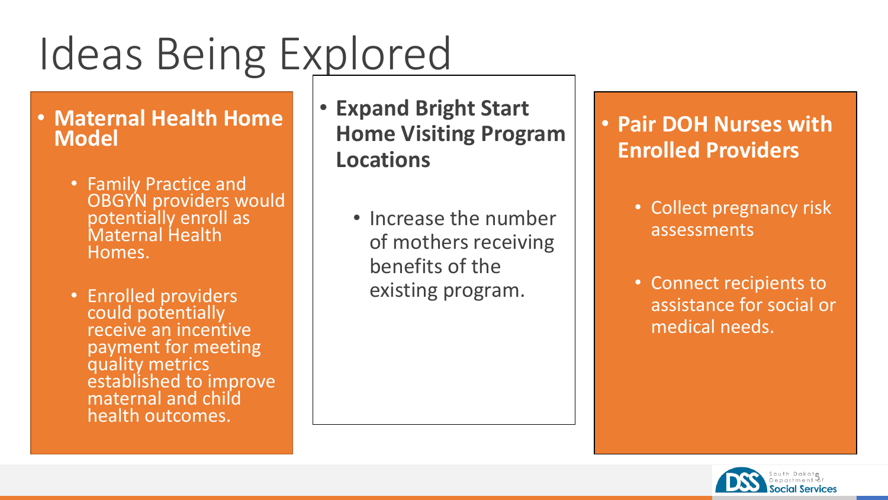# Ideas Being Explored

- **Maternal Health Home Model**
  - Family Practice and OBGYN providers would potentially enroll as Maternal Health Homes.
  - Enrolled providers could potentially receive an incentive payment for meeting quality metrics established to improve maternal and child health outcomes.

- **Expand Bright Start Home Visiting Program Locations**
  - Increase the number of mothers receiving benefits of the existing program.

- **Pair DOH Nurses with Enrolled Providers**
  - Collect pregnancy risk assessments
  - Connect recipients to assistance for social or medical needs.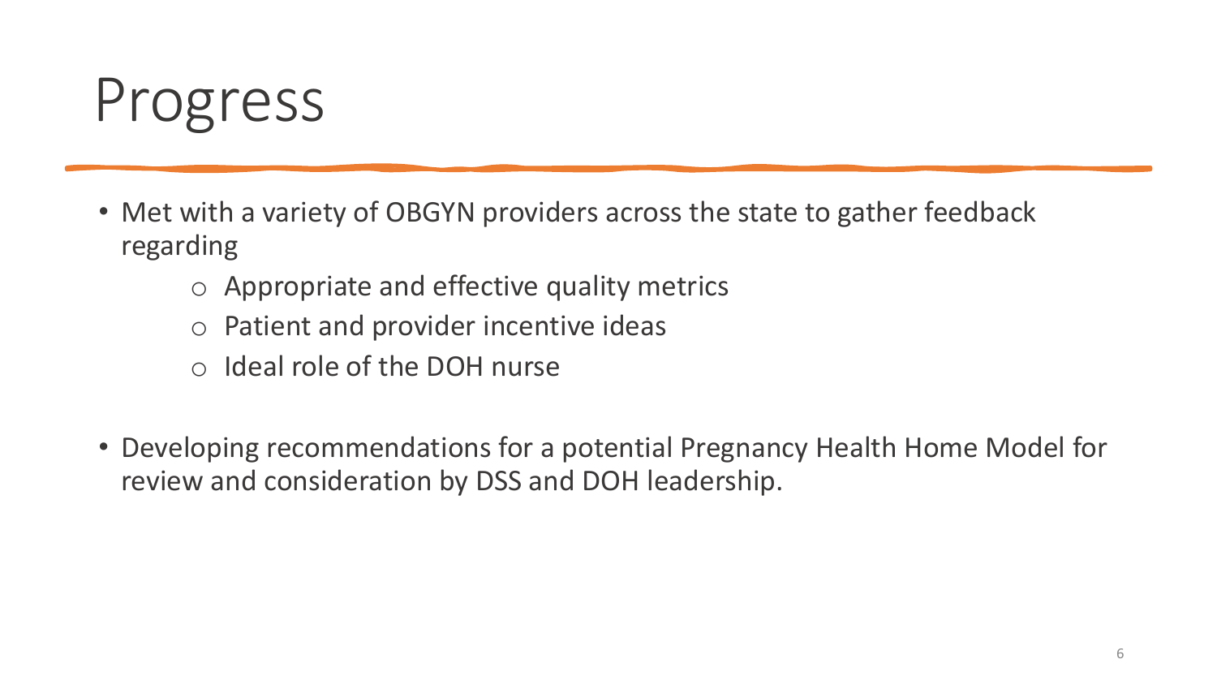# Progress

- Met with a variety of OBGYN providers across the state to gather feedback regarding
  - Appropriate and effective quality metrics
  - Patient and provider incentive ideas
  - Ideal role of the DOH nurse
- Developing recommendations for a potential Pregnancy Health Home Model for review and consideration by DSS and DOH leadership.